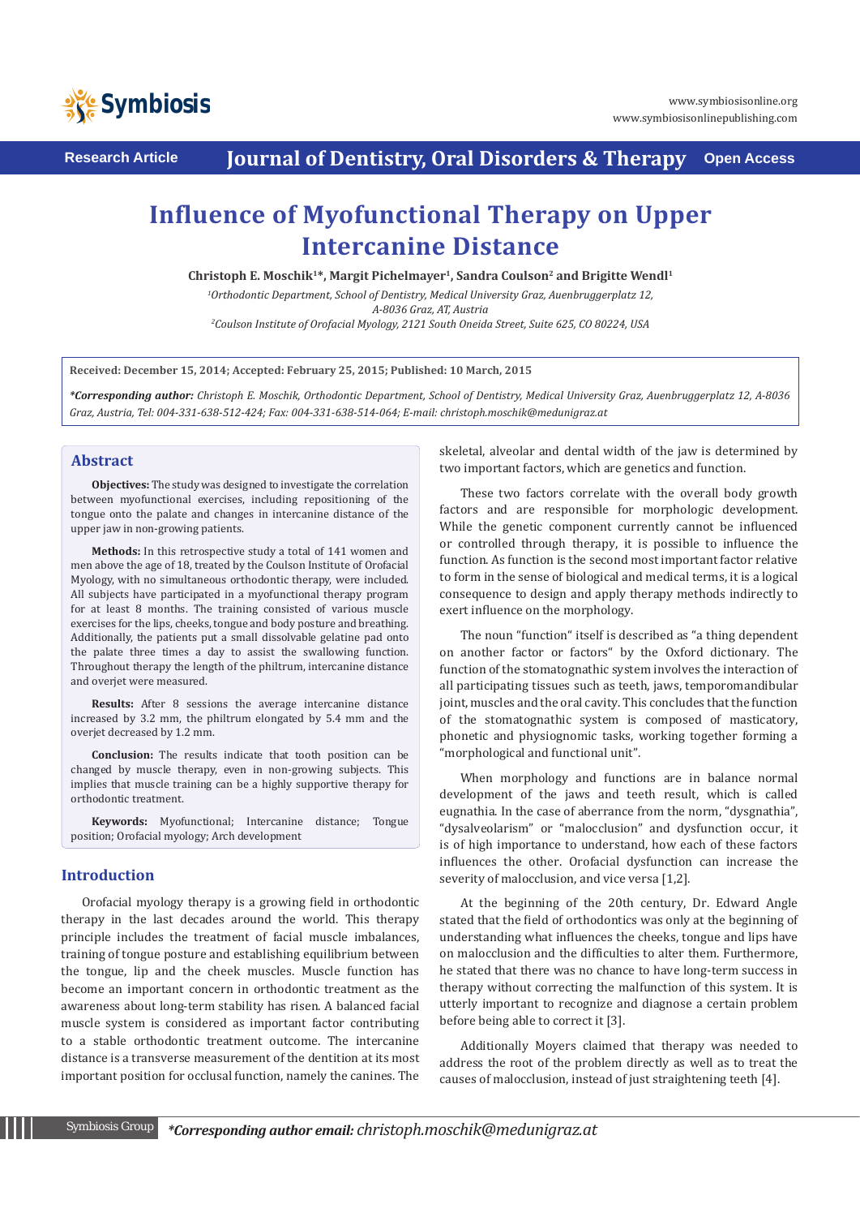Research Article

Journal of Dentistry, Oral Disorders & Therapy

Open Access

# Influence of Myofunctional Therapy on Upper Intercanine Distance

**Christoph E. Moschik[1]*, Margit Pichelmayer[1], Sandra Coulson[2] and Brigitte Wendl[1]**

*[1]Orthodontic Department, School of Dentistry, Medical University Graz, Auenbruggerplatz 12, A-8036 Graz, AT, Austria*

*[2]Coulson Institute of Orofacial Myology, 2121 South Oneida Street, Suite 625, CO 80224, USA*

**Received: December 15, 2014; Accepted: February 25, 2015; Published: 10 March, 2015**

***Corresponding author:** *Christoph E. Moschik, Orthodontic Department, School of Dentistry, Medical University Graz, Auenbruggerplatz 12, A-8036 Graz, Austria, Tel: 004-331-638-512-424; Fax: 004-331-638-514-064; E-mail: christoph.moschik@medunigraz.at*

## Abstract

**Objectives:** The study was designed to investigate the correlation between myofunctional exercises, including repositioning of the tongue onto the palate and changes in intercanine distance of the upper jaw in non-growing patients.

**Methods:** In this retrospective study a total of 141 women and men above the age of 18, treated by the Coulson Institute of Orofacial Myology, with no simultaneous orthodontic therapy, were included. All subjects have participated in a myofunctional therapy program for at least 8 months. The training consisted of various muscle exercises for the lips, cheeks, tongue and body posture and breathing. Additionally, the patients put a small dissolvable gelatine pad onto the palate three times a day to assist the swallowing function. Throughout therapy the length of the philtrum, intercanine distance and overjet were measured.

**Results:** After 8 sessions the average intercanine distance increased by 3.2 mm, the philtrum elongated by 5.4 mm and the overjet decreased by 1.2 mm.

**Conclusion:** The results indicate that tooth position can be changed by muscle therapy, even in non-growing subjects. This implies that muscle training can be a highly supportive therapy for orthodontic treatment.

**Keywords:** Myofunctional; Intercanine distance; Tongue position; Orofacial myology; Arch development

## Introduction

Orofacial myology therapy is a growing field in orthodontic therapy in the last decades around the world. This therapy principle includes the treatment of facial muscle imbalances, training of tongue posture and establishing equilibrium between the tongue, lip and the cheek muscles. Muscle function has become an important concern in orthodontic treatment as the awareness about long-term stability has risen. A balanced facial muscle system is considered as important factor contributing to a stable orthodontic treatment outcome. The intercanine distance is a transverse measurement of the dentition at its most important position for occlusal function, namely the canines. The skeletal, alveolar and dental width of the jaw is determined by two important factors, which are genetics and function.

These two factors correlate with the overall body growth factors and are responsible for morphologic development. While the genetic component currently cannot be influenced or controlled through therapy, it is possible to influence the function. As function is the second most important factor relative to form in the sense of biological and medical terms, it is a logical consequence to design and apply therapy methods indirectly to exert influence on the morphology.

The noun "function" itself is described as "a thing dependent on another factor or factors" by the Oxford dictionary. The function of the stomatognathic system involves the interaction of all participating tissues such as teeth, jaws, temporomandibular joint, muscles and the oral cavity. This concludes that the function of the stomatognathic system is composed of masticatory, phonetic and physiognomic tasks, working together forming a "morphological and functional unit".

When morphology and functions are in balance normal development of the jaws and teeth result, which is called eugnathia. In the case of aberrance from the norm, "dysgnathia", "dysalveolarism" or "malocclusion" and dysfunction occur, it is of high importance to understand, how each of these factors influences the other. Orofacial dysfunction can increase the severity of malocclusion, and vice versa [1,2].

At the beginning of the 20th century, Dr. Edward Angle stated that the field of orthodontics was only at the beginning of understanding what influences the cheeks, tongue and lips have on malocclusion and the difficulties to alter them. Furthermore, he stated that there was no chance to have long-term success in therapy without correcting the malfunction of this system. It is utterly important to recognize and diagnose a certain problem before being able to correct it [3].

Additionally Moyers claimed that therapy was needed to address the root of the problem directly as well as to treat the causes of malocclusion, instead of just straightening teeth [4].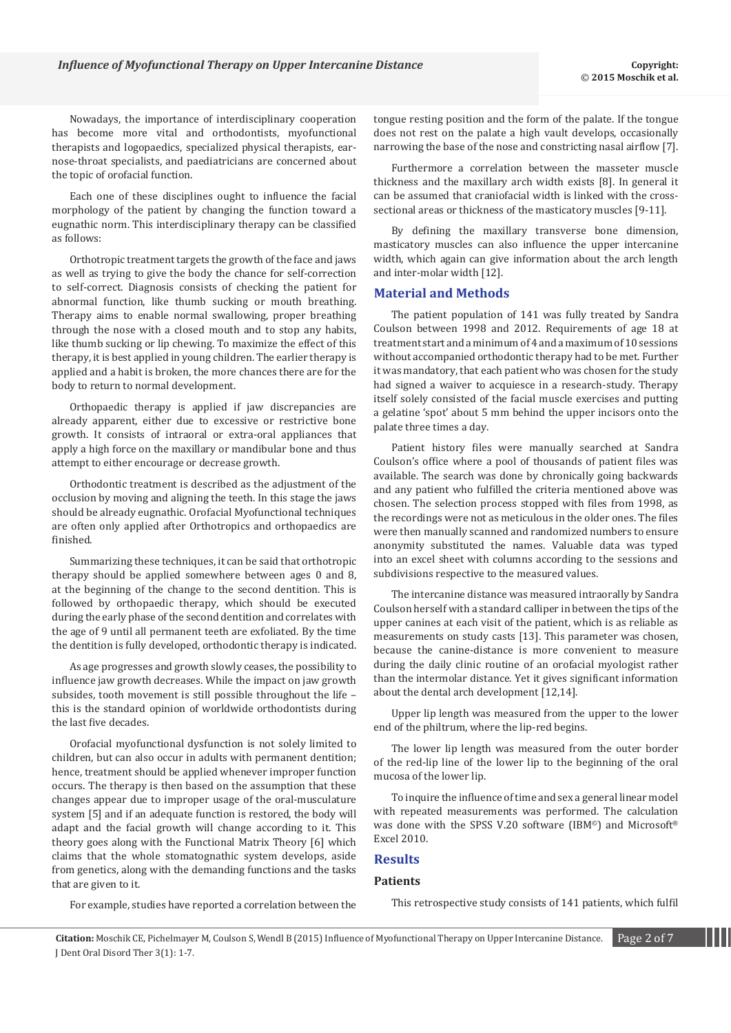Nowadays, the importance of interdisciplinary cooperation has become more vital and orthodontists, myofunctional therapists and logopaedics, specialized physical therapists, ear-nose-throat specialists, and paediatricians are concerned about the topic of orofacial function.

Each one of these disciplines ought to influence the facial morphology of the patient by changing the function toward a eugnathic norm. This interdisciplinary therapy can be classified as follows:

Orthotropic treatment targets the growth of the face and jaws as well as trying to give the body the chance for self-correction to self-correct. Diagnosis consists of checking the patient for abnormal function, like thumb sucking or mouth breathing. Therapy aims to enable normal swallowing, proper breathing through the nose with a closed mouth and to stop any habits, like thumb sucking or lip chewing. To maximize the effect of this therapy, it is best applied in young children. The earlier therapy is applied and a habit is broken, the more chances there are for the body to return to normal development.

Orthopaedic therapy is applied if jaw discrepancies are already apparent, either due to excessive or restrictive bone growth. It consists of intraoral or extra-oral appliances that apply a high force on the maxillary or mandibular bone and thus attempt to either encourage or decrease growth.

Orthodontic treatment is described as the adjustment of the occlusion by moving and aligning the teeth. In this stage the jaws should be already eugnathic. Orofacial Myofunctional techniques are often only applied after Orthotropics and orthopaedics are finished.

Summarizing these techniques, it can be said that orthotropic therapy should be applied somewhere between ages 0 and 8, at the beginning of the change to the second dentition. This is followed by orthopaedic therapy, which should be executed during the early phase of the second dentition and correlates with the age of 9 until all permanent teeth are exfoliated. By the time the dentition is fully developed, orthodontic therapy is indicated.

As age progresses and growth slowly ceases, the possibility to influence jaw growth decreases. While the impact on jaw growth subsides, tooth movement is still possible throughout the life – this is the standard opinion of worldwide orthodontists during the last five decades.

Orofacial myofunctional dysfunction is not solely limited to children, but can also occur in adults with permanent dentition; hence, treatment should be applied whenever improper function occurs. The therapy is then based on the assumption that these changes appear due to improper usage of the oral-musculature system [5] and if an adequate function is restored, the body will adapt and the facial growth will change according to it. This theory goes along with the Functional Matrix Theory [6] which claims that the whole stomatognathic system develops, aside from genetics, along with the demanding functions and the tasks that are given to it.

For example, studies have reported a correlation between the tongue resting position and the form of the palate. If the tongue does not rest on the palate a high vault develops, occasionally narrowing the base of the nose and constricting nasal airflow [7].

Furthermore a correlation between the masseter muscle thickness and the maxillary arch width exists [8]. In general it can be assumed that craniofacial width is linked with the cross-sectional areas or thickness of the masticatory muscles [9-11].

By defining the maxillary transverse bone dimension, masticatory muscles can also influence the upper intercanine width, which again can give information about the arch length and inter-molar width [12].

## Material and Methods

The patient population of 141 was fully treated by Sandra Coulson between 1998 and 2012. Requirements of age 18 at treatment start and a minimum of 4 and a maximum of 10 sessions without accompanied orthodontic therapy had to be met. Further it was mandatory, that each patient who was chosen for the study had signed a waiver to acquiesce in a research-study. Therapy itself solely consisted of the facial muscle exercises and putting a gelatine 'spot' about 5 mm behind the upper incisors onto the palate three times a day.

Patient history files were manually searched at Sandra Coulson's office where a pool of thousands of patient files was available. The search was done by chronically going backwards and any patient who fulfilled the criteria mentioned above was chosen. The selection process stopped with files from 1998, as the recordings were not as meticulous in the older ones. The files were then manually scanned and randomized numbers to ensure anonymity substituted the names. Valuable data was typed into an excel sheet with columns according to the sessions and subdivisions respective to the measured values.

The intercanine distance was measured intraorally by Sandra Coulson herself with a standard calliper in between the tips of the upper canines at each visit of the patient, which is as reliable as measurements on study casts [13]. This parameter was chosen, because the canine-distance is more convenient to measure during the daily clinic routine of an orofacial myologist rather than the intermolar distance. Yet it gives significant information about the dental arch development [12,14].

Upper lip length was measured from the upper to the lower end of the philtrum, where the lip-red begins.

The lower lip length was measured from the outer border of the red-lip line of the lower lip to the beginning of the oral mucosa of the lower lip.

To inquire the influence of time and sex a general linear model with repeated measurements was performed. The calculation was done with the SPSS V.20 software (IBM©) and Microsoft® Excel 2010.

## Results

### Patients

This retrospective study consists of 141 patients, which fulfil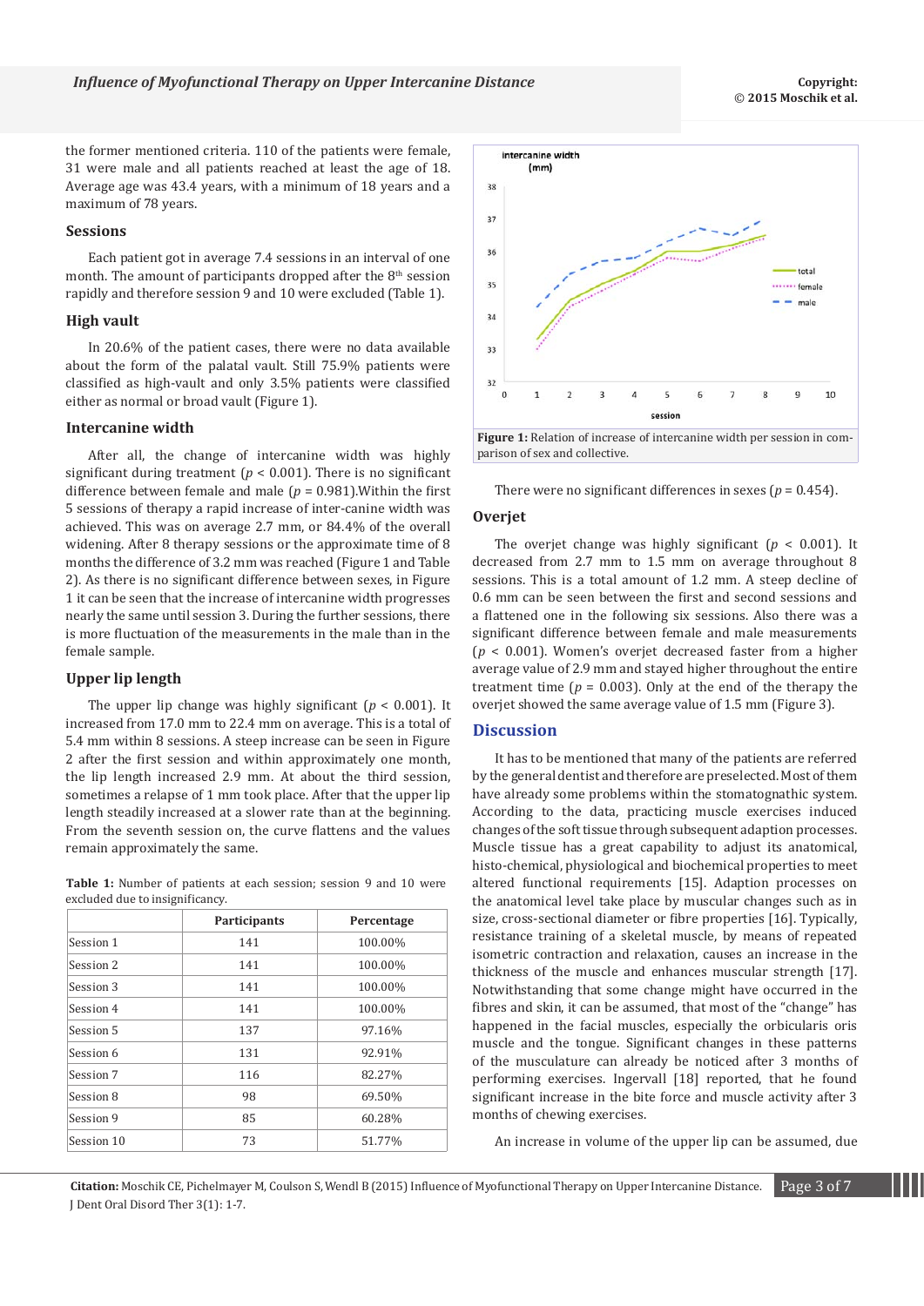the former mentioned criteria. 110 of the patients were female, 31 were male and all patients reached at least the age of 18. Average age was 43.4 years, with a minimum of 18 years and a maximum of 78 years.

### Sessions

Each patient got in average 7.4 sessions in an interval of one month. The amount of participants dropped after the 8th session rapidly and therefore session 9 and 10 were excluded (Table 1).

### High vault

In 20.6% of the patient cases, there were no data available about the form of the palatal vault. Still 75.9% patients were classified as high-vault and only 3.5% patients were classified either as normal or broad vault (Figure 1).

### Intercanine width

After all, the change of intercanine width was highly significant during treatment ($p$ < 0.001). There is no significant difference between female and male ($p$ = 0.981).Within the first 5 sessions of therapy a rapid increase of inter-canine width was achieved. This was on average 2.7 mm, or 84.4% of the overall widening. After 8 therapy sessions or the approximate time of 8 months the difference of 3.2 mm was reached (Figure 1 and Table 2). As there is no significant difference between sexes, in Figure 1 it can be seen that the increase of intercanine width progresses nearly the same until session 3. During the further sessions, there is more fluctuation of the measurements in the male than in the female sample.

### Upper lip length

The upper lip change was highly significant ($p$ < 0.001). It increased from 17.0 mm to 22.4 mm on average. This is a total of 5.4 mm within 8 sessions. A steep increase can be seen in Figure 2 after the first session and within approximately one month, the lip length increased 2.9 mm. At about the third session, sometimes a relapse of 1 mm took place. After that the upper lip length steadily increased at a slower rate than at the beginning. From the seventh session on, the curve flattens and the values remain approximately the same.

**Table 1:** Number of patients at each session; session 9 and 10 were excluded due to insignificancy.

| | Participants | Percentage |
|---|---|---|
| Session 1 | 141 | 100.00% |
| Session 2 | 141 | 100.00% |
| Session 3 | 141 | 100.00% |
| Session 4 | 141 | 100.00% |
| Session 5 | 137 | 97.16% |
| Session 6 | 131 | 92.91% |
| Session 7 | 116 | 82.27% |
| Session 8 | 98 | 69.50% |
| Session 9 | 85 | 60.28% |
| Session 10 | 73 | 51.77% |

**Figure 1:** Relation of increase of intercanine width per session in comparison of sex and collective.

There were no significant differences in sexes ($p$ = 0.454).

### Overjet

The overjet change was highly significant ($p$ < 0.001). It decreased from 2.7 mm to 1.5 mm on average throughout 8 sessions. This is a total amount of 1.2 mm. A steep decline of 0.6 mm can be seen between the first and second sessions and a flattened one in the following six sessions. Also there was a significant difference between female and male measurements ($p$ < 0.001). Women's overjet decreased faster from a higher average value of 2.9 mm and stayed higher throughout the entire treatment time ($p$ = 0.003). Only at the end of the therapy the overjet showed the same average value of 1.5 mm (Figure 3).

## Discussion

It has to be mentioned that many of the patients are referred by the general dentist and therefore are preselected. Most of them have already some problems within the stomatognathic system. According to the data, practicing muscle exercises induced changes of the soft tissue through subsequent adaption processes. Muscle tissue has a great capability to adjust its anatomical, histo-chemical, physiological and biochemical properties to meet altered functional requirements [15]. Adaption processes on the anatomical level take place by muscular changes such as in size, cross-sectional diameter or fibre properties [16]. Typically, resistance training of a skeletal muscle, by means of repeated isometric contraction and relaxation, causes an increase in the thickness of the muscle and enhances muscular strength [17]. Notwithstanding that some change might have occurred in the fibres and skin, it can be assumed, that most of the "change" has happened in the facial muscles, especially the orbicularis oris muscle and the tongue. Significant changes in these patterns of the musculature can already be noticed after 3 months of performing exercises. Ingervall [18] reported, that he found significant increase in the bite force and muscle activity after 3 months of chewing exercises.

An increase in volume of the upper lip can be assumed, due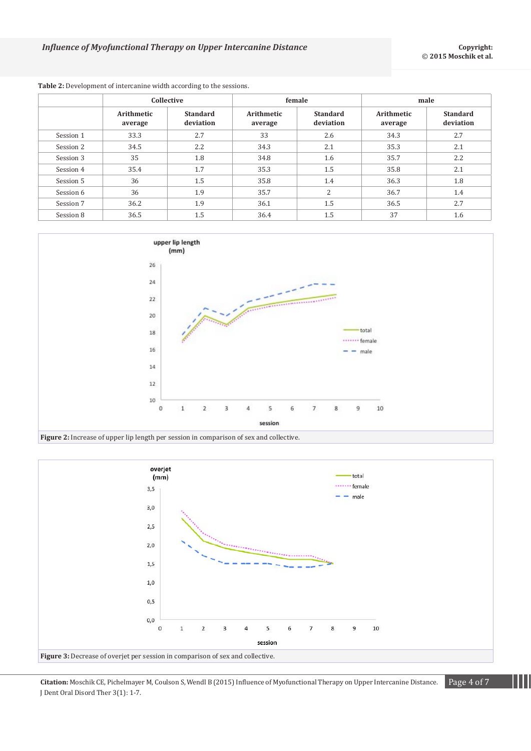**Table 2:** Development of intercanine width according to the sessions.

| | Collective | | female | | male | |
|---|---|---|---|---|---|---|
| | Arithmetic average | Standard deviation | Arithmetic average | Standard deviation | Arithmetic average | Standard deviation |
| Session 1 | 33.3 | 2.7 | 33 | 2.6 | 34.3 | 2.7 |
| Session 2 | 34.5 | 2.2 | 34.3 | 2.1 | 35.3 | 2.1 |
| Session 3 | 35 | 1.8 | 34.8 | 1.6 | 35.7 | 2.2 |
| Session 4 | 35.4 | 1.7 | 35.3 | 1.5 | 35.8 | 2.1 |
| Session 5 | 36 | 1.5 | 35.8 | 1.4 | 36.3 | 1.8 |
| Session 6 | 36 | 1.9 | 35.7 | 2 | 36.7 | 1.4 |
| Session 7 | 36.2 | 1.9 | 36.1 | 1.5 | 36.5 | 2.7 |
| Session 8 | 36.5 | 1.5 | 36.4 | 1.5 | 37 | 1.6 |

**Figure 2:** Increase of upper lip length per session in comparison of sex and collective.

**Figure 3:** Decrease of overjet per session in comparison of sex and collective.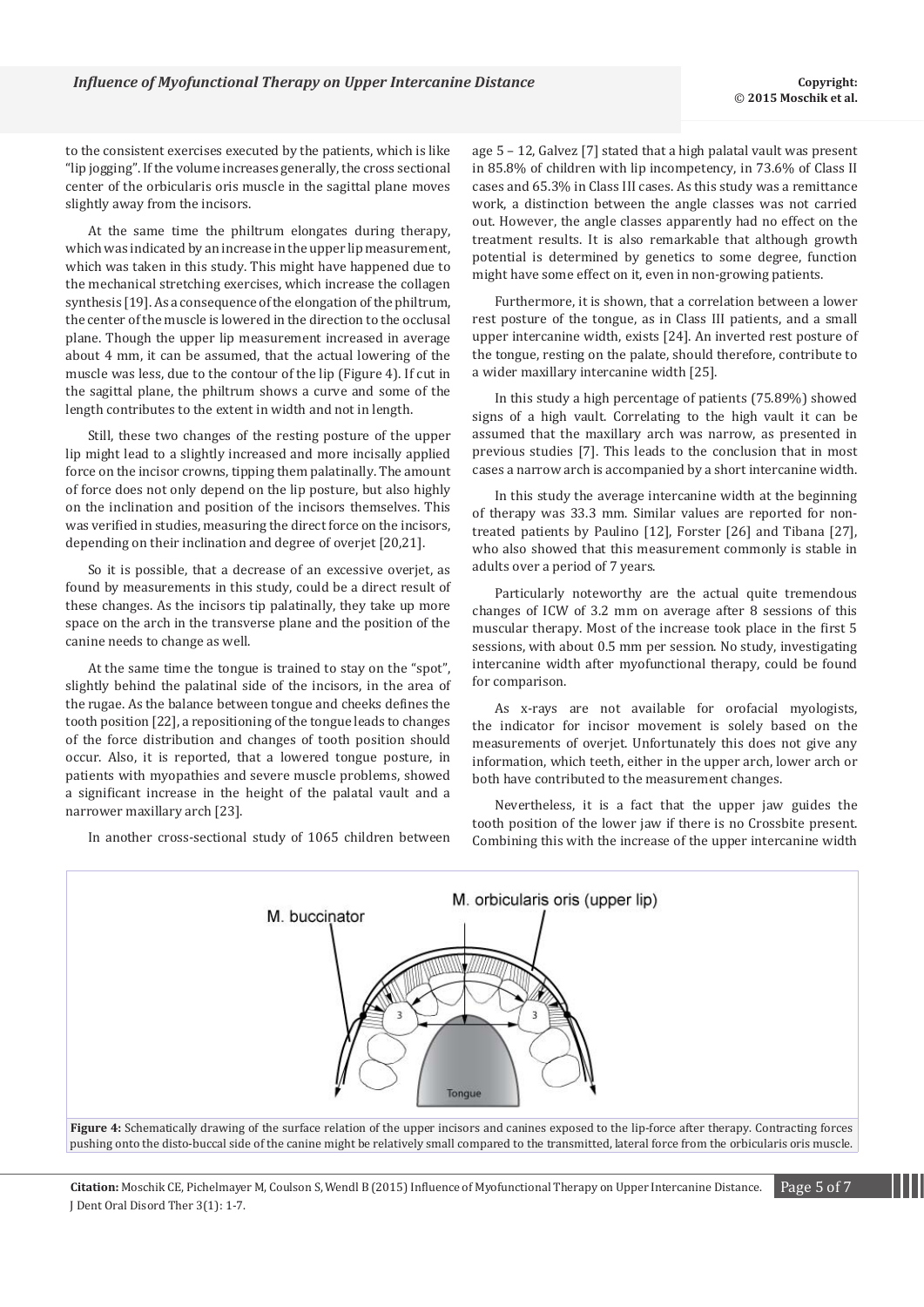to the consistent exercises executed by the patients, which is like "lip jogging". If the volume increases generally, the cross sectional center of the orbicularis oris muscle in the sagittal plane moves slightly away from the incisors.

At the same time the philtrum elongates during therapy, which was indicated by an increase in the upper lip measurement, which was taken in this study. This might have happened due to the mechanical stretching exercises, which increase the collagen synthesis [19]. As a consequence of the elongation of the philtrum, the center of the muscle is lowered in the direction to the occlusal plane. Though the upper lip measurement increased in average about 4 mm, it can be assumed, that the actual lowering of the muscle was less, due to the contour of the lip (Figure 4). If cut in the sagittal plane, the philtrum shows a curve and some of the length contributes to the extent in width and not in length.

Still, these two changes of the resting posture of the upper lip might lead to a slightly increased and more incisally applied force on the incisor crowns, tipping them palatinally. The amount of force does not only depend on the lip posture, but also highly on the inclination and position of the incisors themselves. This was verified in studies, measuring the direct force on the incisors, depending on their inclination and degree of overjet [20,21].

So it is possible, that a decrease of an excessive overjet, as found by measurements in this study, could be a direct result of these changes. As the incisors tip palatinally, they take up more space on the arch in the transverse plane and the position of the canine needs to change as well.

At the same time the tongue is trained to stay on the "spot", slightly behind the palatinal side of the incisors, in the area of the rugae. As the balance between tongue and cheeks defines the tooth position [22], a repositioning of the tongue leads to changes of the force distribution and changes of tooth position should occur. Also, it is reported, that a lowered tongue posture, in patients with myopathies and severe muscle problems, showed a significant increase in the height of the palatal vault and a narrower maxillary arch [23].

In another cross-sectional study of 1065 children between age 5 – 12, Galvez [7] stated that a high palatal vault was present in 85.8% of children with lip incompetency, in 73.6% of Class II cases and 65.3% in Class III cases. As this study was a remittance work, a distinction between the angle classes was not carried out. However, the angle classes apparently had no effect on the treatment results. It is also remarkable that although growth potential is determined by genetics to some degree, function might have some effect on it, even in non-growing patients.

Furthermore, it is shown, that a correlation between a lower rest posture of the tongue, as in Class III patients, and a small upper intercanine width, exists [24]. An inverted rest posture of the tongue, resting on the palate, should therefore, contribute to a wider maxillary intercanine width [25].

In this study a high percentage of patients (75.89%) showed signs of a high vault. Correlating to the high vault it can be assumed that the maxillary arch was narrow, as presented in previous studies [7]. This leads to the conclusion that in most cases a narrow arch is accompanied by a short intercanine width.

In this study the average intercanine width at the beginning of therapy was 33.3 mm. Similar values are reported for non-treated patients by Paulino [12], Forster [26] and Tibana [27], who also showed that this measurement commonly is stable in adults over a period of 7 years.

Particularly noteworthy are the actual quite tremendous changes of ICW of 3.2 mm on average after 8 sessions of this muscular therapy. Most of the increase took place in the first 5 sessions, with about 0.5 mm per session. No study, investigating intercanine width after myofunctional therapy, could be found for comparison.

As x-rays are not available for orofacial myologists, the indicator for incisor movement is solely based on the measurements of overjet. Unfortunately this does not give any information, which teeth, either in the upper arch, lower arch or both have contributed to the measurement changes.

Nevertheless, it is a fact that the upper jaw guides the tooth position of the lower jaw if there is no Crossbite present. Combining this with the increase of the upper intercanine width

**Figure 4:** Schematically drawing of the surface relation of the upper incisors and canines exposed to the lip-force after therapy. Contracting forces pushing onto the disto-buccal side of the canine might be relatively small compared to the transmitted, lateral force from the orbicularis oris muscle.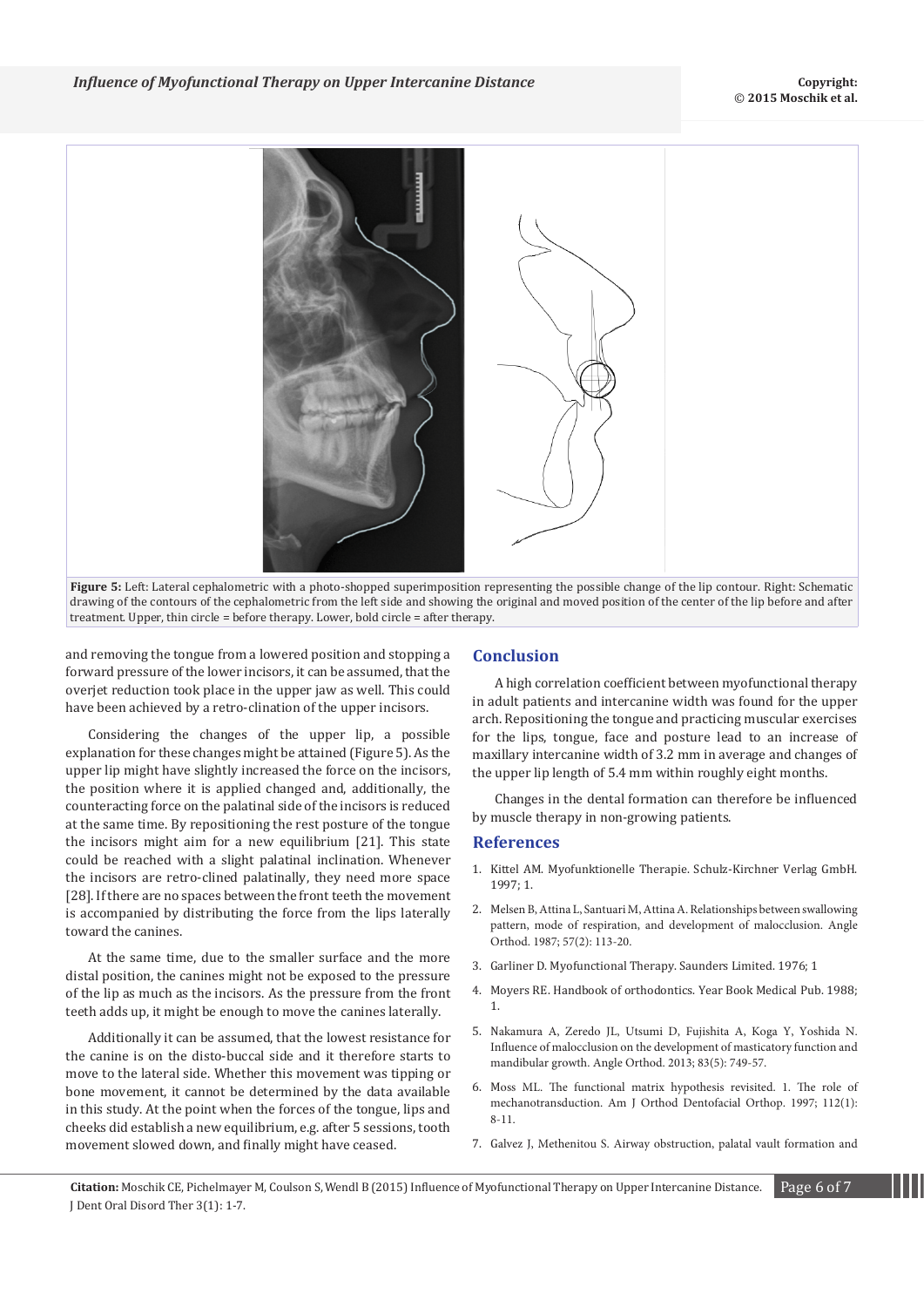**Figure 5:** Left: Lateral cephalometric with a photo-shopped superimposition representing the possible change of the lip contour. Right: Schematic drawing of the contours of the cephalometric from the left side and showing the original and moved position of the center of the lip before and after treatment. Upper, thin circle = before therapy. Lower, bold circle = after therapy.

and removing the tongue from a lowered position and stopping a forward pressure of the lower incisors, it can be assumed, that the overjet reduction took place in the upper jaw as well. This could have been achieved by a retro-clination of the upper incisors.

Considering the changes of the upper lip, a possible explanation for these changes might be attained (Figure 5). As the upper lip might have slightly increased the force on the incisors, the position where it is applied changed and, additionally, the counteracting force on the palatinal side of the incisors is reduced at the same time. By repositioning the rest posture of the tongue the incisors might aim for a new equilibrium [21]. This state could be reached with a slight palatinal inclination. Whenever the incisors are retro-clined palatinally, they need more space [28]. If there are no spaces between the front teeth the movement is accompanied by distributing the force from the lips laterally toward the canines.

At the same time, due to the smaller surface and the more distal position, the canines might not be exposed to the pressure of the lip as much as the incisors. As the pressure from the front teeth adds up, it might be enough to move the canines laterally.

Additionally it can be assumed, that the lowest resistance for the canine is on the disto-buccal side and it therefore starts to move to the lateral side. Whether this movement was tipping or bone movement, it cannot be determined by the data available in this study. At the point when the forces of the tongue, lips and cheeks did establish a new equilibrium, e.g. after 5 sessions, tooth movement slowed down, and finally might have ceased.

## Conclusion

A high correlation coefficient between myofunctional therapy in adult patients and intercanine width was found for the upper arch. Repositioning the tongue and practicing muscular exercises for the lips, tongue, face and posture lead to an increase of maxillary intercanine width of 3.2 mm in average and changes of the upper lip length of 5.4 mm within roughly eight months.

Changes in the dental formation can therefore be influenced by muscle therapy in non-growing patients.

## References

1. Kittel AM. Myofunktionelle Therapie. Schulz-Kirchner Verlag GmbH. 1997; 1.
2. Melsen B, Attina L, Santuari M, Attina A. Relationships between swallowing pattern, mode of respiration, and development of malocclusion. Angle Orthod. 1987; 57(2): 113-20.
3. Garliner D. Myofunctional Therapy. Saunders Limited. 1976; 1
4. Moyers RE. Handbook of orthodontics. Year Book Medical Pub. 1988; 1.
5. Nakamura A, Zeredo JL, Utsumi D, Fujishita A, Koga Y, Yoshida N. Influence of malocclusion on the development of masticatory function and mandibular growth. Angle Orthod. 2013; 83(5): 749-57.
6. Moss ML. The functional matrix hypothesis revisited. 1. The role of mechanotransduction. Am J Orthod Dentofacial Orthop. 1997; 112(1): 8-11.
7. Galvez J, Methenitou S. Airway obstruction, palatal vault formation and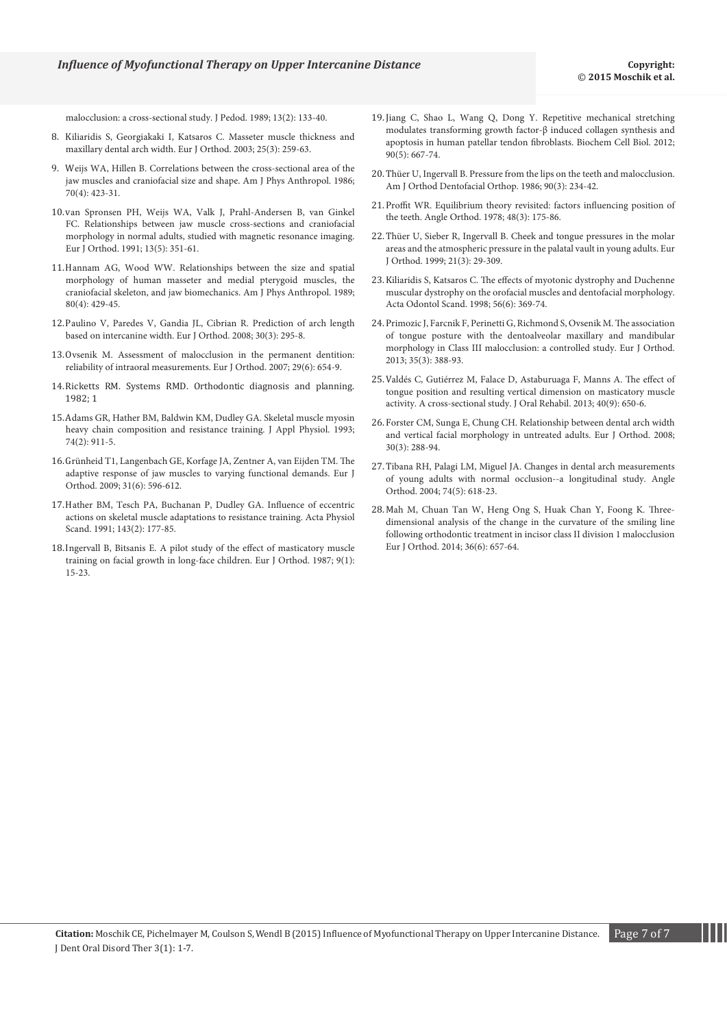malocclusion: a cross-sectional study. J Pedod. 1989; 13(2): 133-40.

8. Kiliaridis S, Georgiakaki I, Katsaros C. Masseter muscle thickness and maxillary dental arch width. Eur J Orthod. 2003; 25(3): 259-63.
9. Weijs WA, Hillen B. Correlations between the cross-sectional area of the jaw muscles and craniofacial size and shape. Am J Phys Anthropol. 1986; 70(4): 423-31.
10. van Spronsen PH, Weijs WA, Valk J, Prahl-Andersen B, van Ginkel FC. Relationships between jaw muscle cross-sections and craniofacial morphology in normal adults, studied with magnetic resonance imaging. Eur J Orthod. 1991; 13(5): 351-61.
11. Hannam AG, Wood WW. Relationships between the size and spatial morphology of human masseter and medial pterygoid muscles, the craniofacial skeleton, and jaw biomechanics. Am J Phys Anthropol. 1989; 80(4): 429-45.
12. Paulino V, Paredes V, Gandia JL, Cibrian R. Prediction of arch length based on intercanine width. Eur J Orthod. 2008; 30(3): 295-8.
13. Ovsenik M. Assessment of malocclusion in the permanent dentition: reliability of intraoral measurements. Eur J Orthod. 2007; 29(6): 654-9.
14. Ricketts RM. Systems RMD. Orthodontic diagnosis and planning. 1982; 1
15. Adams GR, Hather BM, Baldwin KM, Dudley GA. Skeletal muscle myosin heavy chain composition and resistance training. J Appl Physiol. 1993; 74(2): 911-5.
16. Grünheid T1, Langenbach GE, Korfage JA, Zentner A, van Eijden TM. The adaptive response of jaw muscles to varying functional demands. Eur J Orthod. 2009; 31(6): 596-612.
17. Hather BM, Tesch PA, Buchanan P, Dudley GA. Influence of eccentric actions on skeletal muscle adaptations to resistance training. Acta Physiol Scand. 1991; 143(2): 177-85.
18. Ingervall B, Bitsanis E. A pilot study of the effect of masticatory muscle training on facial growth in long-face children. Eur J Orthod. 1987; 9(1): 15-23.
19. Jiang C, Shao L, Wang Q, Dong Y. Repetitive mechanical stretching modulates transforming growth factor-β induced collagen synthesis and apoptosis in human patellar tendon fibroblasts. Biochem Cell Biol. 2012; 90(5): 667-74.
20. Thüer U, Ingervall B. Pressure from the lips on the teeth and malocclusion. Am J Orthod Dentofacial Orthop. 1986; 90(3): 234-42.
21. Proffit WR. Equilibrium theory revisited: factors influencing position of the teeth. Angle Orthod. 1978; 48(3): 175-86.
22. Thüer U, Sieber R, Ingervall B. Cheek and tongue pressures in the molar areas and the atmospheric pressure in the palatal vault in young adults. Eur J Orthod. 1999; 21(3): 29-309.
23. Kiliaridis S, Katsaros C. The effects of myotonic dystrophy and Duchenne muscular dystrophy on the orofacial muscles and dentofacial morphology. Acta Odontol Scand. 1998; 56(6): 369-74.
24. Primozic J, Farcnik F, Perinetti G, Richmond S, Ovsenik M. The association of tongue posture with the dentoalveolar maxillary and mandibular morphology in Class III malocclusion: a controlled study. Eur J Orthod. 2013; 35(3): 388-93.
25. Valdés C, Gutiérrez M, Falace D, Astaburuaga F, Manns A. The effect of tongue position and resulting vertical dimension on masticatory muscle activity. A cross-sectional study. J Oral Rehabil. 2013; 40(9): 650-6.
26. Forster CM, Sunga E, Chung CH. Relationship between dental arch width and vertical facial morphology in untreated adults. Eur J Orthod. 2008; 30(3): 288-94.
27. Tibana RH, Palagi LM, Miguel JA. Changes in dental arch measurements of young adults with normal occlusion--a longitudinal study. Angle Orthod. 2004; 74(5): 618-23.
28. Mah M, Chuan Tan W, Heng Ong S, Huak Chan Y, Foong K. Three-dimensional analysis of the change in the curvature of the smiling line following orthodontic treatment in incisor class II division 1 malocclusion Eur J Orthod. 2014; 36(6): 657-64.